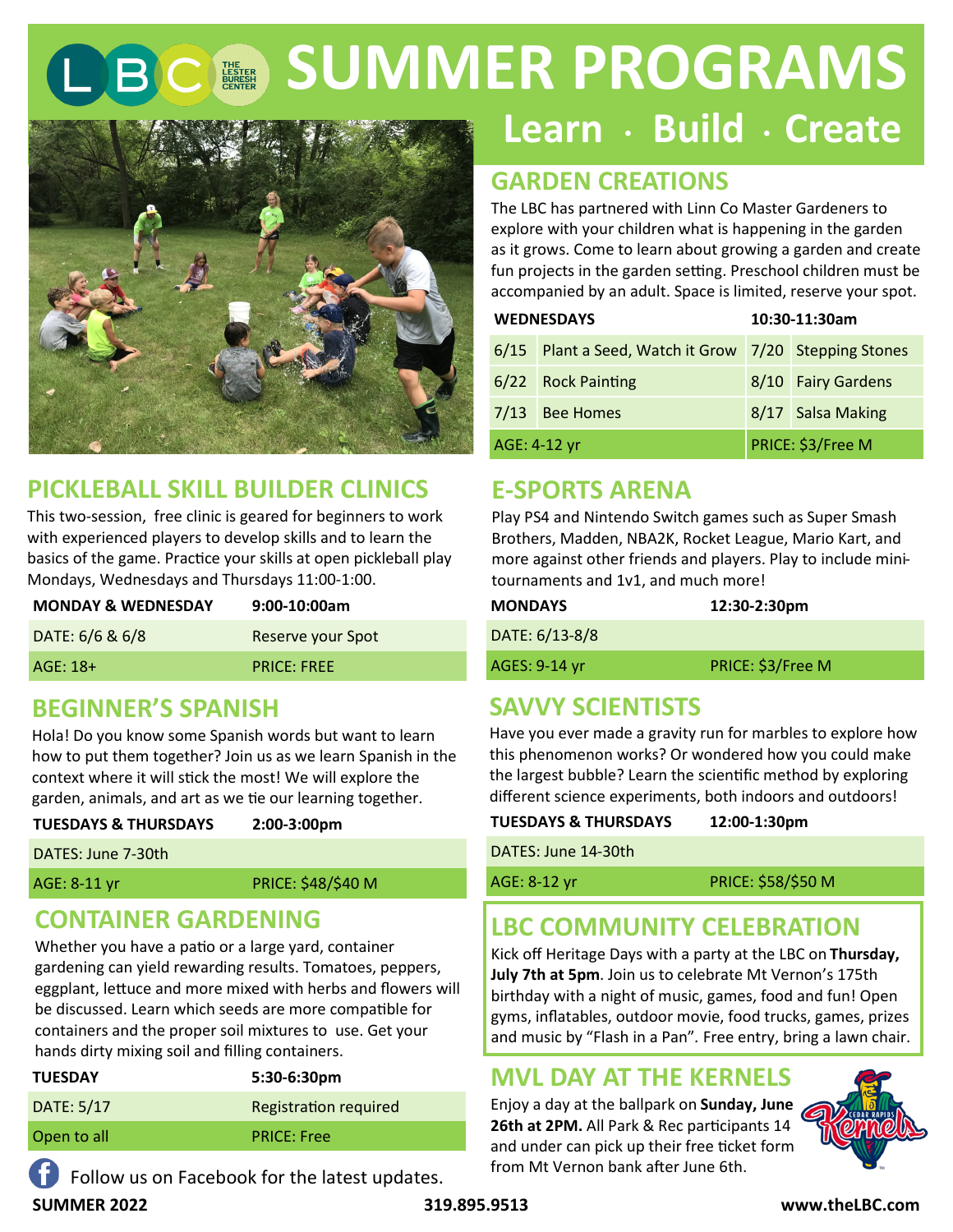# SUMMER PROGRAMS

## Learn · Build · Create

## PICKLEBALL SKILL BUILDER CLINICS

This two-session, free clinic is geared for beginners to work with experienced players to develop skills and to learn the basics of the game. Practice your skills at open pickleball play Mondays, Wednesdays and Thursdays 11:00-1:00.

| MONDAY & WEDNESDAY | 9:00-10:00am |
|---|---|
| DATE: 6/6 & 6/8 | Reserve your Spot |
| AGE: 18+ | PRICE: FREE |

## BEGINNER'S SPANISH

Hola! Do you know some Spanish words but want to learn how to put them together? Join us as we learn Spanish in the context where it will stick the most! We will explore the garden, animals, and art as we tie our learning together.

| TUESDAYS & THURSDAYS | 2:00-3:00pm |
|---|---|
| DATES: June 7-30th | |
| AGE: 8-11 yr | PRICE: $48/$40 M |

## CONTAINER GARDENING

Whether you have a patio or a large yard, container gardening can yield rewarding results. Tomatoes, peppers, eggplant, lettuce and more mixed with herbs and flowers will be discussed. Learn which seeds are more compatible for containers and the proper soil mixtures to use. Get your hands dirty mixing soil and filling containers.

| TUESDAY | 5:30-6:30pm |
|---|---|
| DATE: 5/17 | Registration required |
| Open to all | PRICE: Free |

Follow us on Facebook for the latest updates.

## GARDEN CREATIONS

The LBC has partnered with Linn Co Master Gardeners to explore with your children what is happening in the garden as it grows. Come to learn about growing a garden and create fun projects in the garden setting. Preschool children must be accompanied by an adult. Space is limited, reserve your spot.

| WEDNESDAYS | | 10:30-11:30am | |
|---|---|---|---|
| 6/15 | Plant a Seed, Watch it Grow | 7/20 | Stepping Stones |
| 6/22 | Rock Painting | 8/10 | Fairy Gardens |
| 7/13 | Bee Homes | 8/17 | Salsa Making |
| AGE: 4-12 yr | | PRICE: $3/Free M | |

## E-SPORTS ARENA

Play PS4 and Nintendo Switch games such as Super Smash Brothers, Madden, NBA2K, Rocket League, Mario Kart, and more against other friends and players. Play to include mini-tournaments and 1v1, and much more!

| MONDAYS | 12:30-2:30pm |
|---|---|
| DATE: 6/13-8/8 | |
| AGES: 9-14 yr | PRICE: $3/Free M |

## SAVVY SCIENTISTS

Have you ever made a gravity run for marbles to explore how this phenomenon works? Or wondered how you could make the largest bubble? Learn the scientific method by exploring different science experiments, both indoors and outdoors!

| TUESDAYS & THURSDAYS | 12:00-1:30pm |
|---|---|
| DATES: June 14-30th | |
| AGE: 8-12 yr | PRICE: $58/$50 M |

## LBC COMMUNITY CELEBRATION

Kick off Heritage Days with a party at the LBC on **Thursday, July 7th at 5pm**. Join us to celebrate Mt Vernon's 175th birthday with a night of music, games, food and fun! Open gyms, inflatables, outdoor movie, food trucks, games, prizes and music by "Flash in a Pan". Free entry, bring a lawn chair.

## MVL DAY AT THE KERNELS

Enjoy a day at the ballpark on **Sunday, June 26th at 2PM.** All Park & Rec participants 14 and under can pick up their free ticket form from Mt Vernon bank after June 6th.

SUMMER 2022 319.895.9513 www.theLBC.com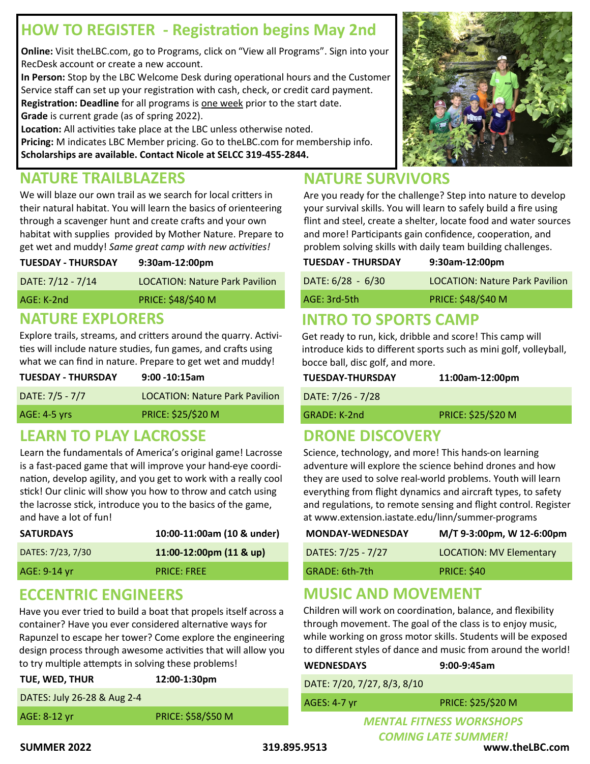## HOW TO REGISTER - Registration begins May 2nd

**Online:** Visit theLBC.com, go to Programs, click on "View all Programs". Sign into your RecDesk account or create a new account.
**In Person:** Stop by the LBC Welcome Desk during operational hours and the Customer Service staff can set up your registration with cash, check, or credit card payment.
**Registration: Deadline** for all programs is one week prior to the start date.
**Grade** is current grade (as of spring 2022).
**Location:** All activities take place at the LBC unless otherwise noted.
**Pricing:** M indicates LBC Member pricing. Go to theLBC.com for membership info.
**Scholarships are available. Contact Nicole at SELCC 319-455-2844.**

## NATURE TRAILBLAZERS

We will blaze our own trail as we search for local critters in their natural habitat. You will learn the basics of orienteering through a scavenger hunt and create crafts and your own habitat with supplies provided by Mother Nature. Prepare to get wet and muddy! *Same great camp with new activities!*

| TUESDAY - THURSDAY | 9:30am-12:00pm |
|---|---|
| DATE: 7/12 - 7/14 | LOCATION: Nature Park Pavilion |
| AGE: K-2nd | PRICE: $48/$40 M |

## NATURE EXPLORERS

Explore trails, streams, and critters around the quarry. Activities will include nature studies, fun games, and crafts using what we can find in nature. Prepare to get wet and muddy!

| TUESDAY - THURSDAY | 9:00 -10:15am |
|---|---|
| DATE: 7/5 - 7/7 | LOCATION: Nature Park Pavilion |
| AGE: 4-5 yrs | PRICE: $25/$20 M |

## LEARN TO PLAY LACROSSE

Learn the fundamentals of America's original game! Lacrosse is a fast-paced game that will improve your hand-eye coordination, develop agility, and you get to work with a really cool stick! Our clinic will show you how to throw and catch using the lacrosse stick, introduce you to the basics of the game, and have a lot of fun!

| SATURDAYS | 10:00-11:00am (10 & under) |
|---|---|
| DATES: 7/23, 7/30 | 11:00-12:00pm (11 & up) |
| AGE: 9-14 yr | PRICE: FREE |

## ECCENTRIC ENGINEERS

Have you ever tried to build a boat that propels itself across a container? Have you ever considered alternative ways for Rapunzel to escape her tower? Come explore the engineering design process through awesome activities that will allow you to try multiple attempts in solving these problems!

| TUE, WED, THUR | 12:00-1:30pm |
|---|---|
| DATES: July 26-28 & Aug 2-4 | |
| AGE: 8-12 yr | PRICE: $58/$50 M |

## NATURE SURVIVORS

Are you ready for the challenge? Step into nature to develop your survival skills. You will learn to safely build a fire using flint and steel, create a shelter, locate food and water sources and more! Participants gain confidence, cooperation, and problem solving skills with daily team building challenges.

| TUESDAY - THURSDAY | 9:30am-12:00pm |
|---|---|
| DATE: 6/28 - 6/30 | LOCATION: Nature Park Pavilion |
| AGE: 3rd-5th | PRICE: $48/$40 M |

## INTRO TO SPORTS CAMP

Get ready to run, kick, dribble and score! This camp will introduce kids to different sports such as mini golf, volleyball, bocce ball, disc golf, and more.

| TUESDAY-THURSDAY | 11:00am-12:00pm |
|---|---|
| DATE: 7/26 - 7/28 | |
| GRADE: K-2nd | PRICE: $25/$20 M |

## DRONE DISCOVERY

Science, technology, and more! This hands-on learning adventure will explore the science behind drones and how they are used to solve real-world problems. Youth will learn everything from flight dynamics and aircraft types, to safety and regulations, to remote sensing and flight control. Register at www.extension.iastate.edu/linn/summer-programs

| MONDAY-WEDNESDAY | M/T 9-3:00pm, W 12-6:00pm |
|---|---|
| DATES: 7/25 - 7/27 | LOCATION: MV Elementary |
| GRADE: 6th-7th | PRICE: $40 |

## MUSIC AND MOVEMENT

Children will work on coordination, balance, and flexibility through movement. The goal of the class is to enjoy music, while working on gross motor skills. Students will be exposed to different styles of dance and music from around the world!

| WEDNESDAYS | 9:00-9:45am |
|---|---|
| DATE: 7/20, 7/27, 8/3, 8/10 | |
| AGES: 4-7 yr | PRICE: $25/$20 M |

***MENTAL FITNESS WORKSHOPS COMING LATE SUMMER!***

**SUMMER 2022** **319.895.9513** **www.theLBC.com**